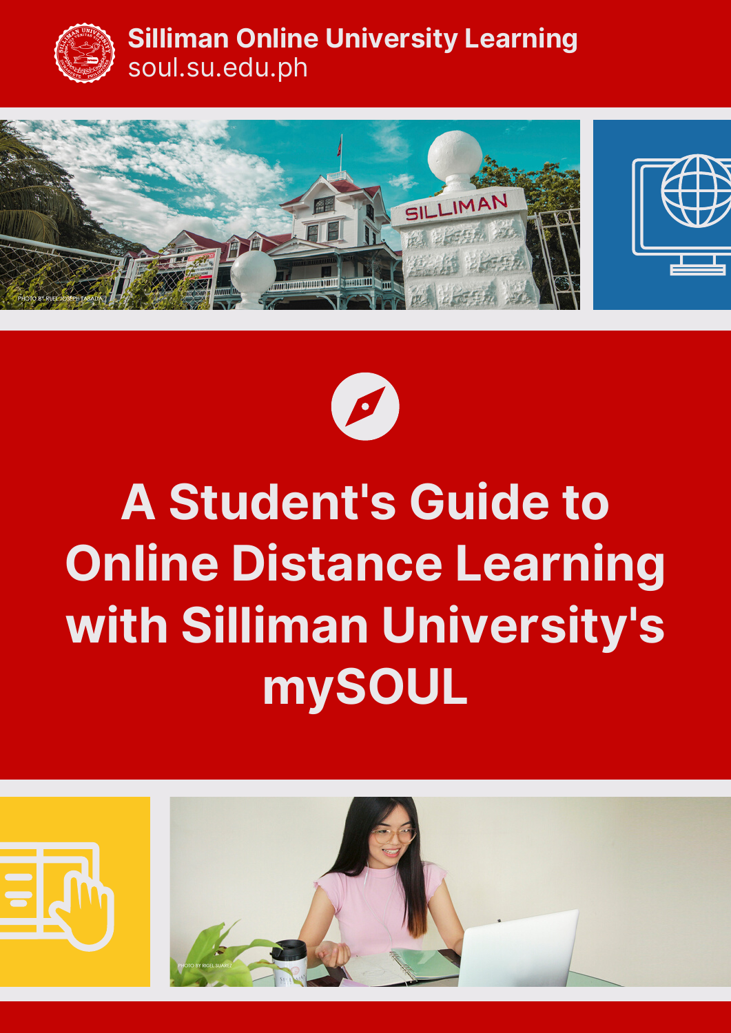**Silliman Online University Learning**
soul.su.edu.ph

PHOTO BY RUEL JOSEPH TABADA

# A Student's Guide to Online Distance Learning with Silliman University's mySOUL

PHOTO BY RIGEL SUAREZ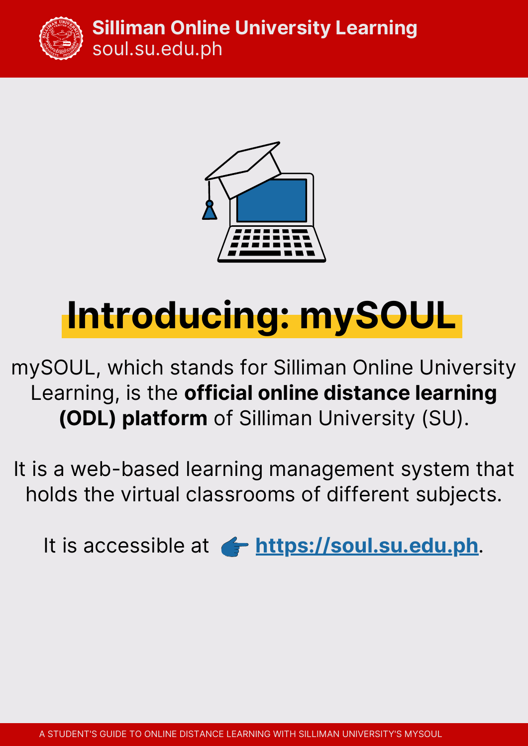# Introducing: mySOUL

mySOUL, which stands for Silliman Online University Learning, is the **official online distance learning (ODL) platform** of Silliman University (SU).

It is a web-based learning management system that holds the virtual classrooms of different subjects.

It is accessible at 👉 **https://soul.su.edu.ph**.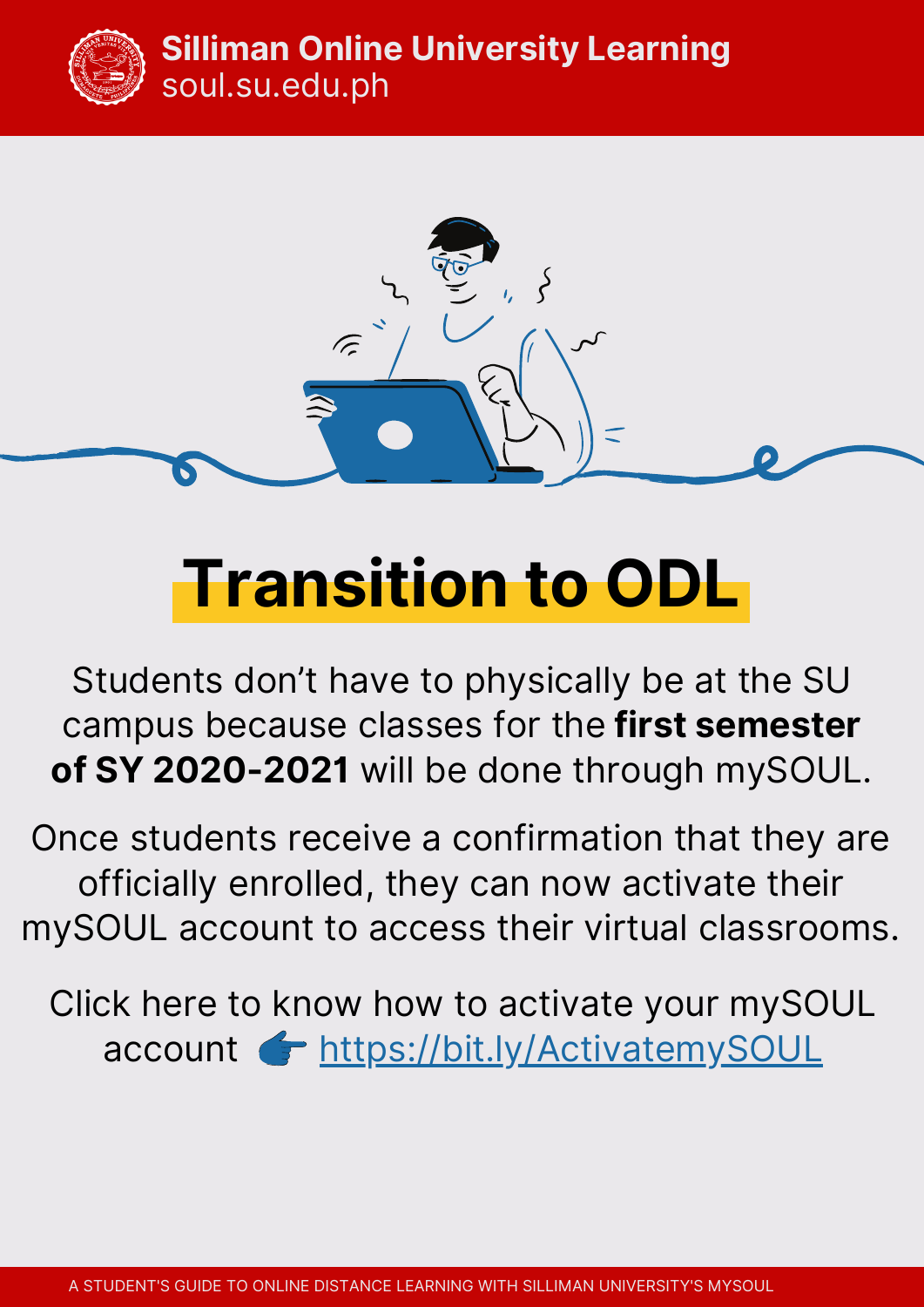# Transition to ODL

Students don't have to physically be at the SU campus because classes for the **first semester of SY 2020-2021** will be done through mySOUL.

Once students receive a confirmation that they are officially enrolled, they can now activate their mySOUL account to access their virtual classrooms.

Click here to know how to activate your mySOUL account 👉 https://bit.ly/ActivatemySOUL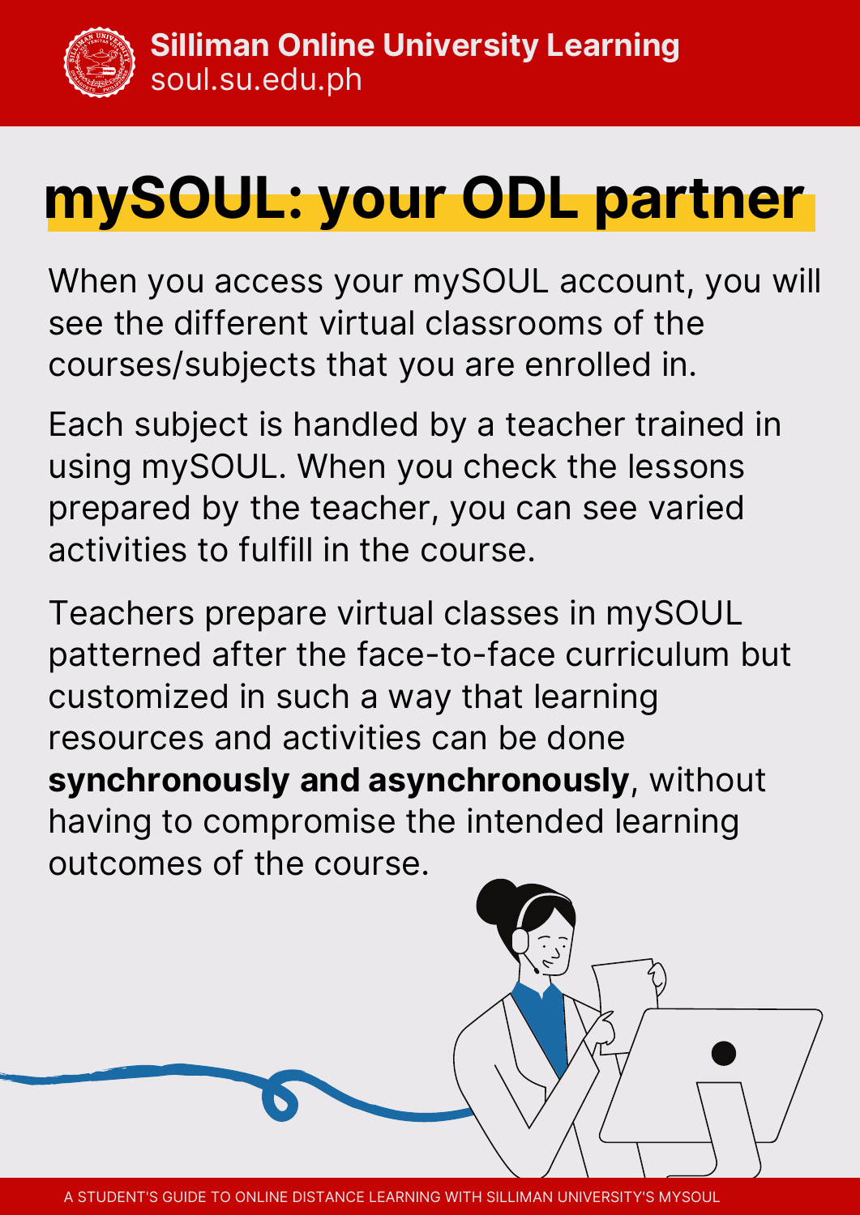# mySOUL: your ODL partner

When you access your mySOUL account, you will see the different virtual classrooms of the courses/subjects that you are enrolled in.

Each subject is handled by a teacher trained in using mySOUL. When you check the lessons prepared by the teacher, you can see varied activities to fulfill in the course.

Teachers prepare virtual classes in mySOUL patterned after the face-to-face curriculum but customized in such a way that learning resources and activities can be done **synchronously and asynchronously**, without having to compromise the intended learning outcomes of the course.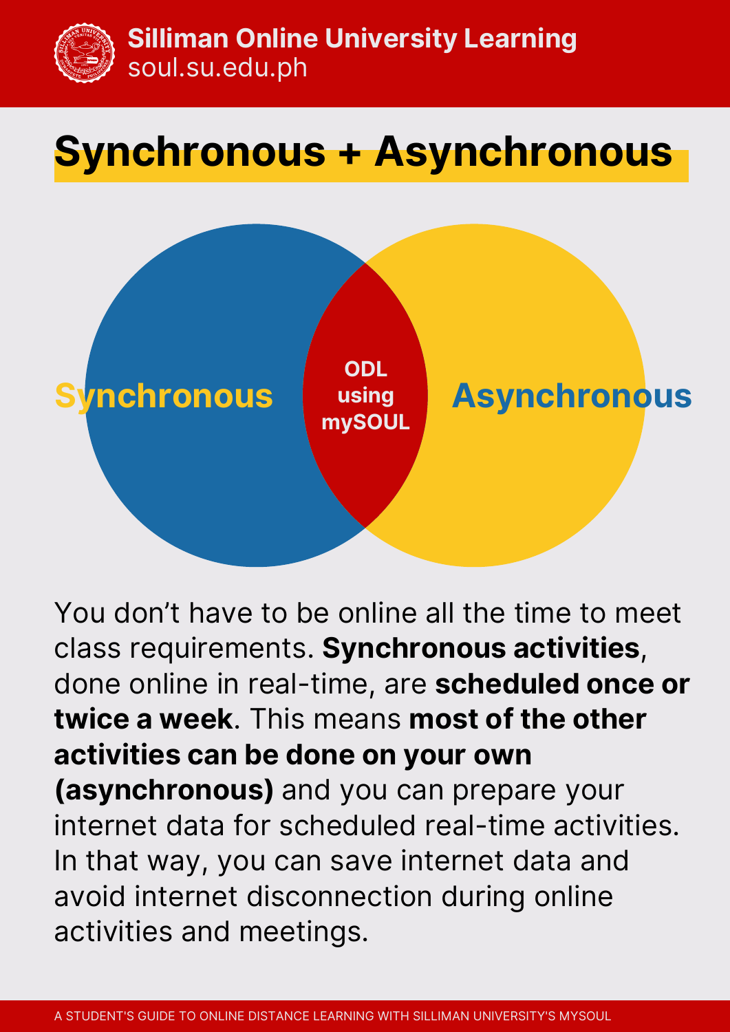# Synchronous + Asynchronous

Synchronous | ODL using mySOUL | Asynchronous

You don't have to be online all the time to meet class requirements. **Synchronous activities**, done online in real-time, are **scheduled once or twice a week**. This means **most of the other activities can be done on your own (asynchronous)** and you can prepare your internet data for scheduled real-time activities. In that way, you can save internet data and avoid internet disconnection during online activities and meetings.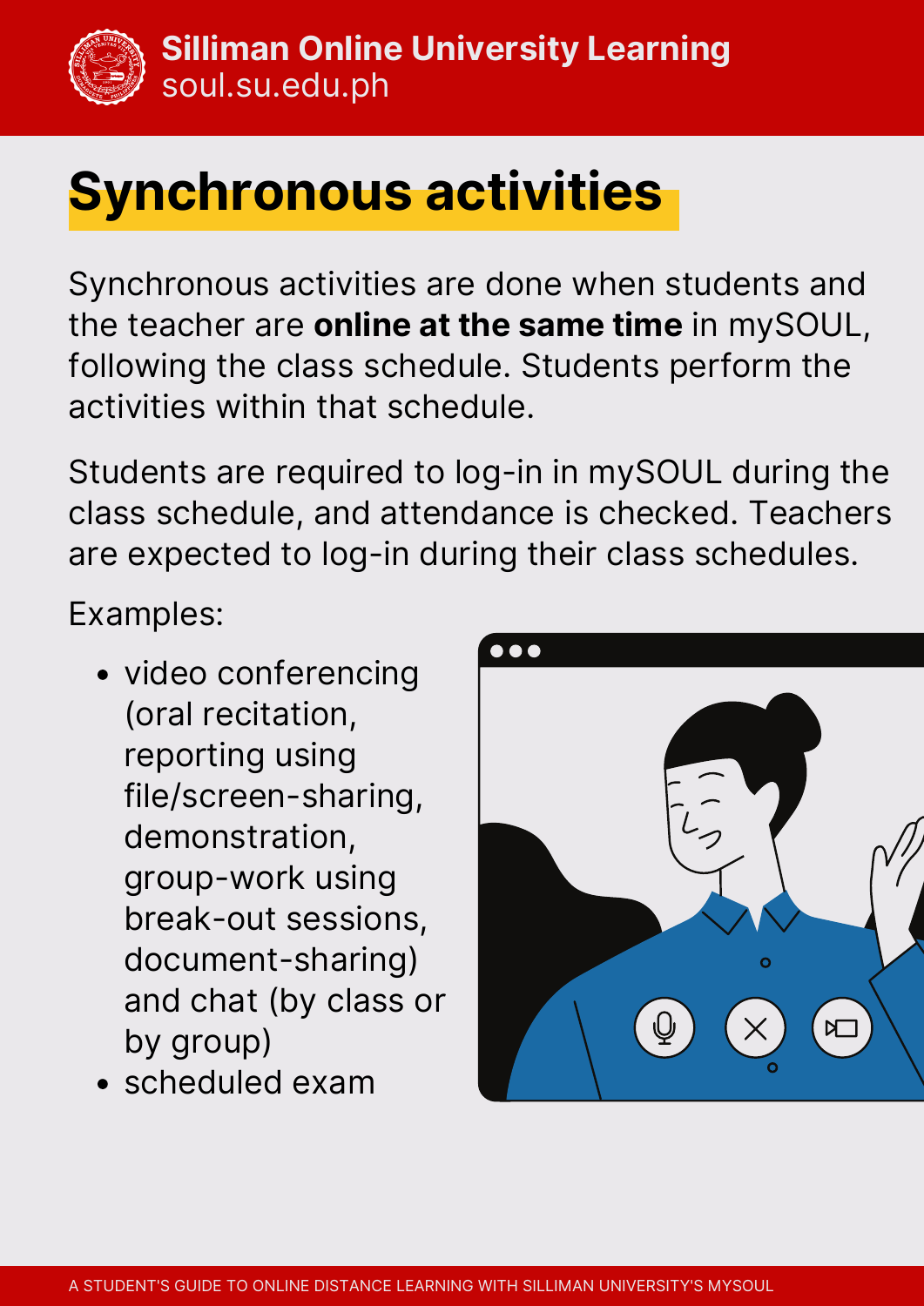# Synchronous activities

Synchronous activities are done when students and the teacher are **online at the same time** in mySOUL, following the class schedule. Students perform the activities within that schedule.

Students are required to log-in in mySOUL during the class schedule, and attendance is checked. Teachers are expected to log-in during their class schedules.

Examples:

- video conferencing (oral recitation, reporting using file/screen-sharing, demonstration, group-work using break-out sessions, document-sharing) and chat (by class or by group)
- scheduled exam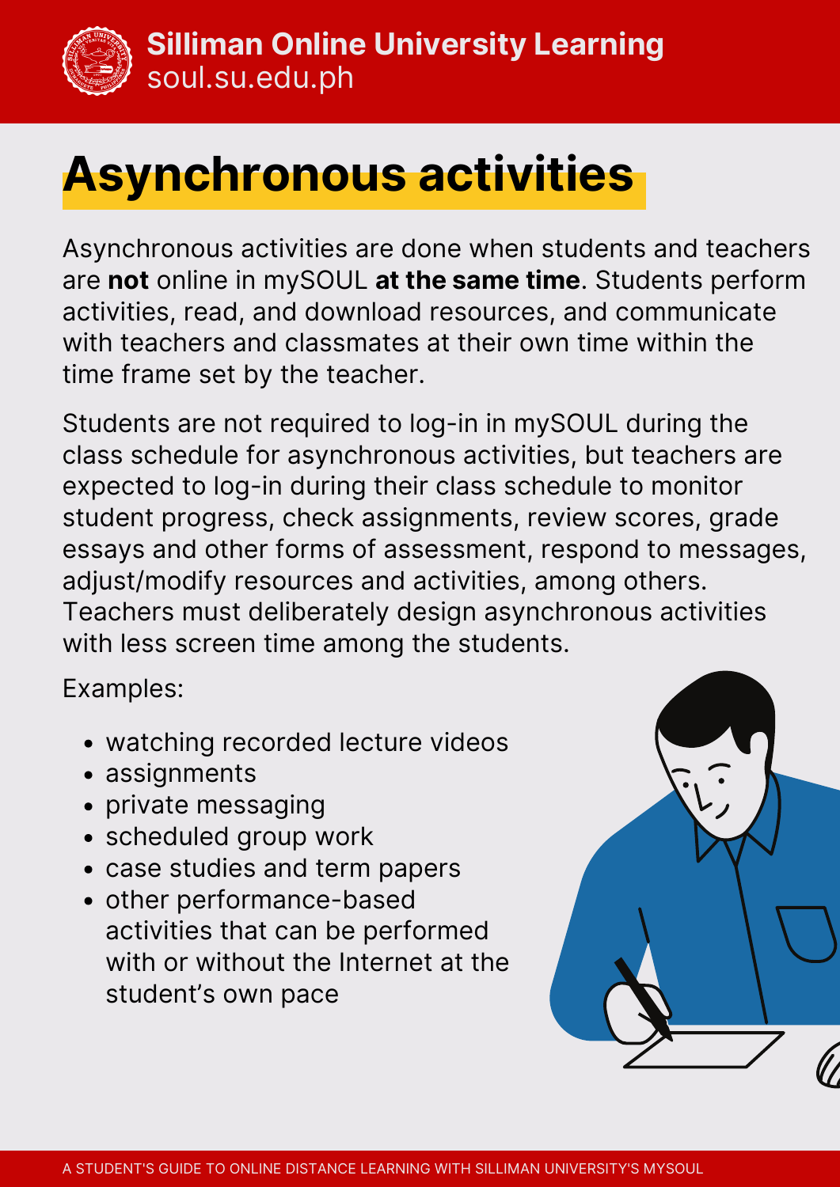# Asynchronous activities

Asynchronous activities are done when students and teachers are **not** online in mySOUL **at the same time**. Students perform activities, read, and download resources, and communicate with teachers and classmates at their own time within the time frame set by the teacher.

Students are not required to log-in in mySOUL during the class schedule for asynchronous activities, but teachers are expected to log-in during their class schedule to monitor student progress, check assignments, review scores, grade essays and other forms of assessment, respond to messages, adjust/modify resources and activities, among others. Teachers must deliberately design asynchronous activities with less screen time among the students.

Examples:

- watching recorded lecture videos
- assignments
- private messaging
- scheduled group work
- case studies and term papers
- other performance-based activities that can be performed with or without the Internet at the student's own pace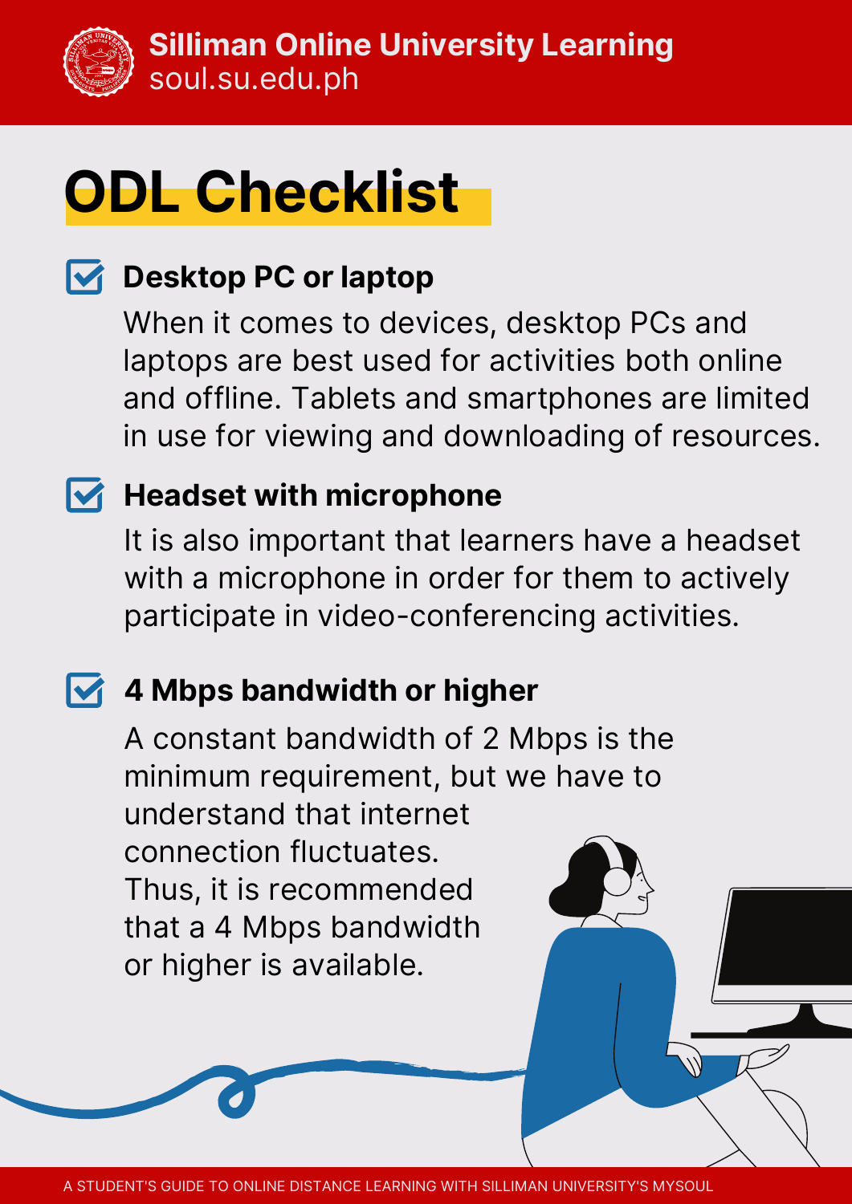# ODL Checklist

- **Desktop PC or laptop**

  When it comes to devices, desktop PCs and laptops are best used for activities both online and offline. Tablets and smartphones are limited in use for viewing and downloading of resources.

- **Headset with microphone**

  It is also important that learners have a headset with a microphone in order for them to actively participate in video-conferencing activities.

- **4 Mbps bandwidth or higher**

  A constant bandwidth of 2 Mbps is the minimum requirement, but we have to understand that internet connection fluctuates. Thus, it is recommended that a 4 Mbps bandwidth or higher is available.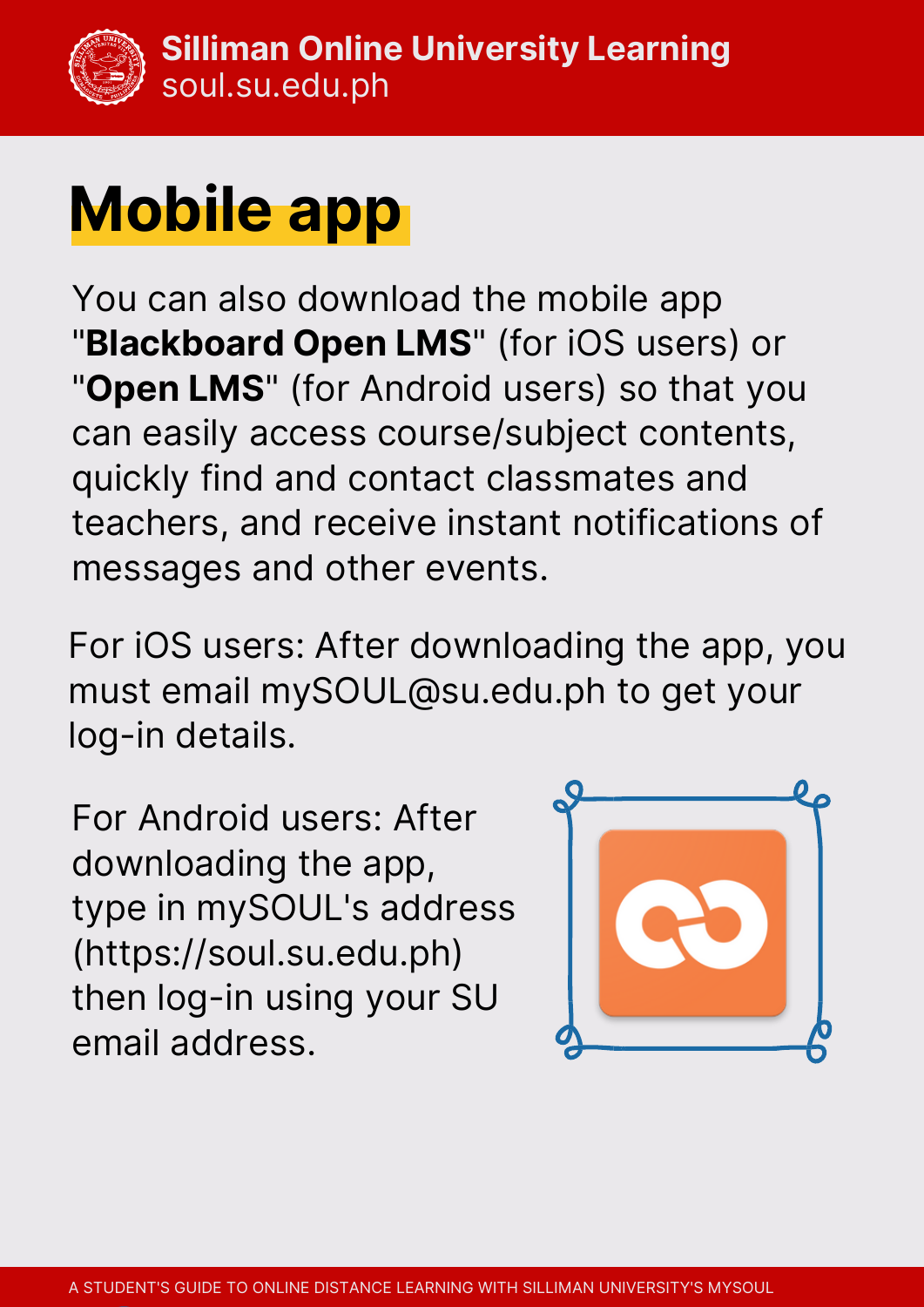# Mobile app

You can also download the mobile app "**Blackboard Open LMS**" (for iOS users) or "**Open LMS**" (for Android users) so that you can easily access course/subject contents, quickly find and contact classmates and teachers, and receive instant notifications of messages and other events.

For iOS users: After downloading the app, you must email mySOUL@su.edu.ph to get your log-in details.

For Android users: After downloading the app, type in mySOUL's address (https://soul.su.edu.ph) then log-in using your SU email address.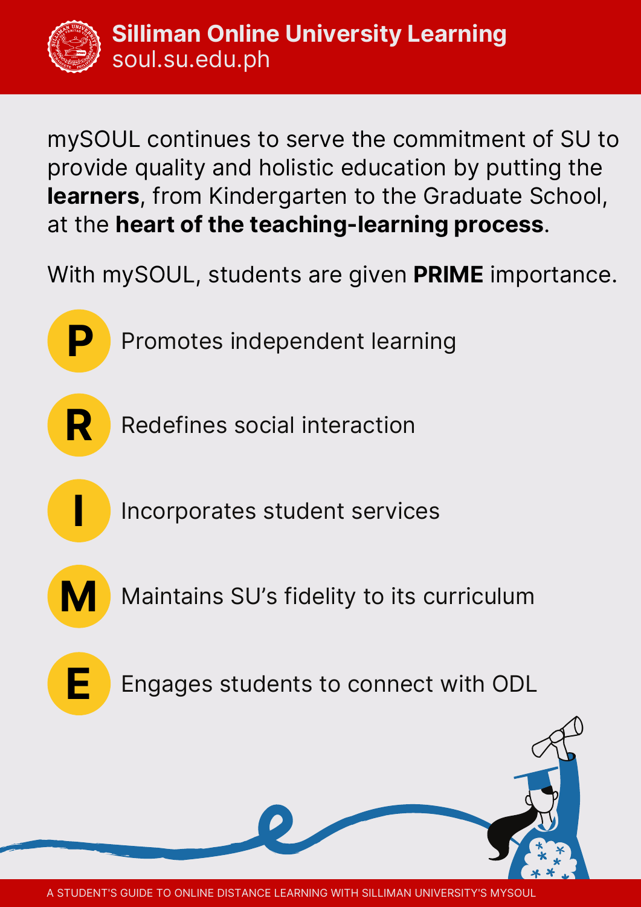mySOUL continues to serve the commitment of SU to provide quality and holistic education by putting the **learners**, from Kindergarten to the Graduate School, at the **heart of the teaching-learning process**.

With mySOUL, students are given **PRIME** importance.

- **P** Promotes independent learning
- **R** Redefines social interaction
- **I** Incorporates student services
- **M** Maintains SU's fidelity to its curriculum
- **E** Engages students to connect with ODL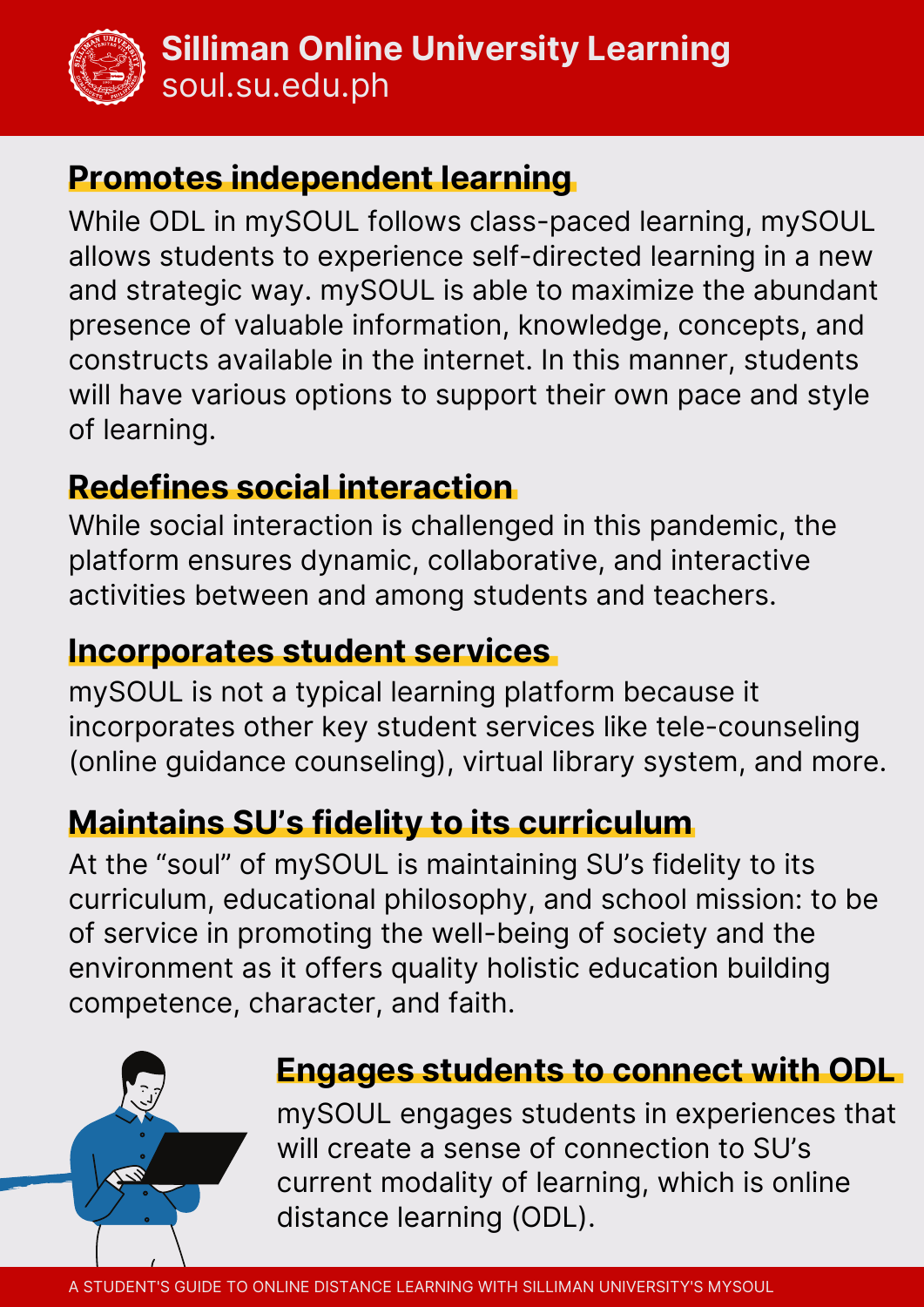# Silliman Online University Learning
soul.su.edu.ph

## Promotes independent learning

While ODL in mySOUL follows class-paced learning, mySOUL allows students to experience self-directed learning in a new and strategic way. mySOUL is able to maximize the abundant presence of valuable information, knowledge, concepts, and constructs available in the internet. In this manner, students will have various options to support their own pace and style of learning.

## Redefines social interaction

While social interaction is challenged in this pandemic, the platform ensures dynamic, collaborative, and interactive activities between and among students and teachers.

## Incorporates student services

mySOUL is not a typical learning platform because it incorporates other key student services like tele-counseling (online guidance counseling), virtual library system, and more.

## Maintains SU's fidelity to its curriculum

At the "soul" of mySOUL is maintaining SU's fidelity to its curriculum, educational philosophy, and school mission: to be of service in promoting the well-being of society and the environment as it offers quality holistic education building competence, character, and faith.

## Engages students to connect with ODL

mySOUL engages students in experiences that will create a sense of connection to SU's current modality of learning, which is online distance learning (ODL).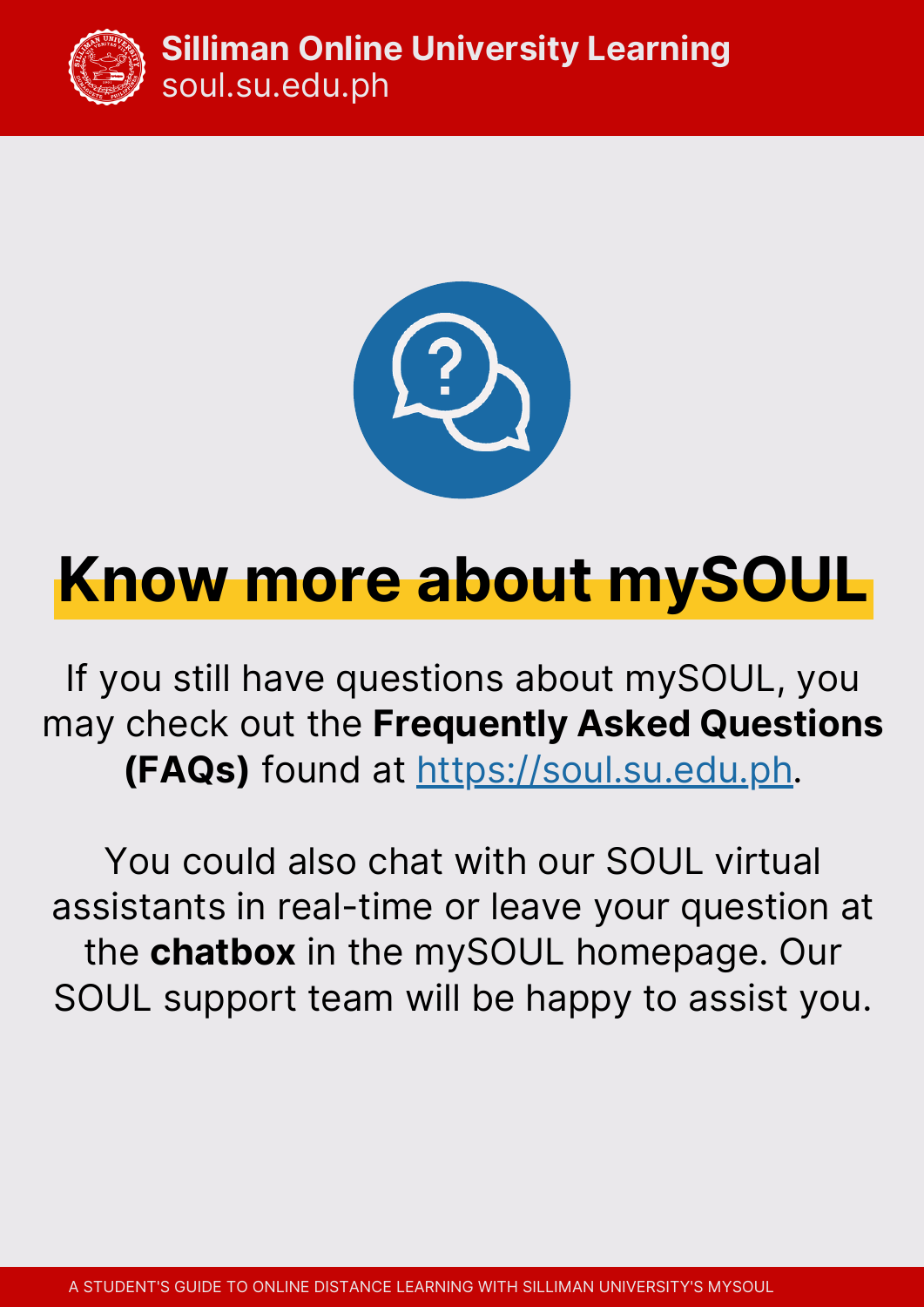# Know more about mySOUL

If you still have questions about mySOUL, you may check out the **Frequently Asked Questions (FAQs)** found at https://soul.su.edu.ph.

You could also chat with our SOUL virtual assistants in real-time or leave your question at the **chatbox** in the mySOUL homepage. Our SOUL support team will be happy to assist you.